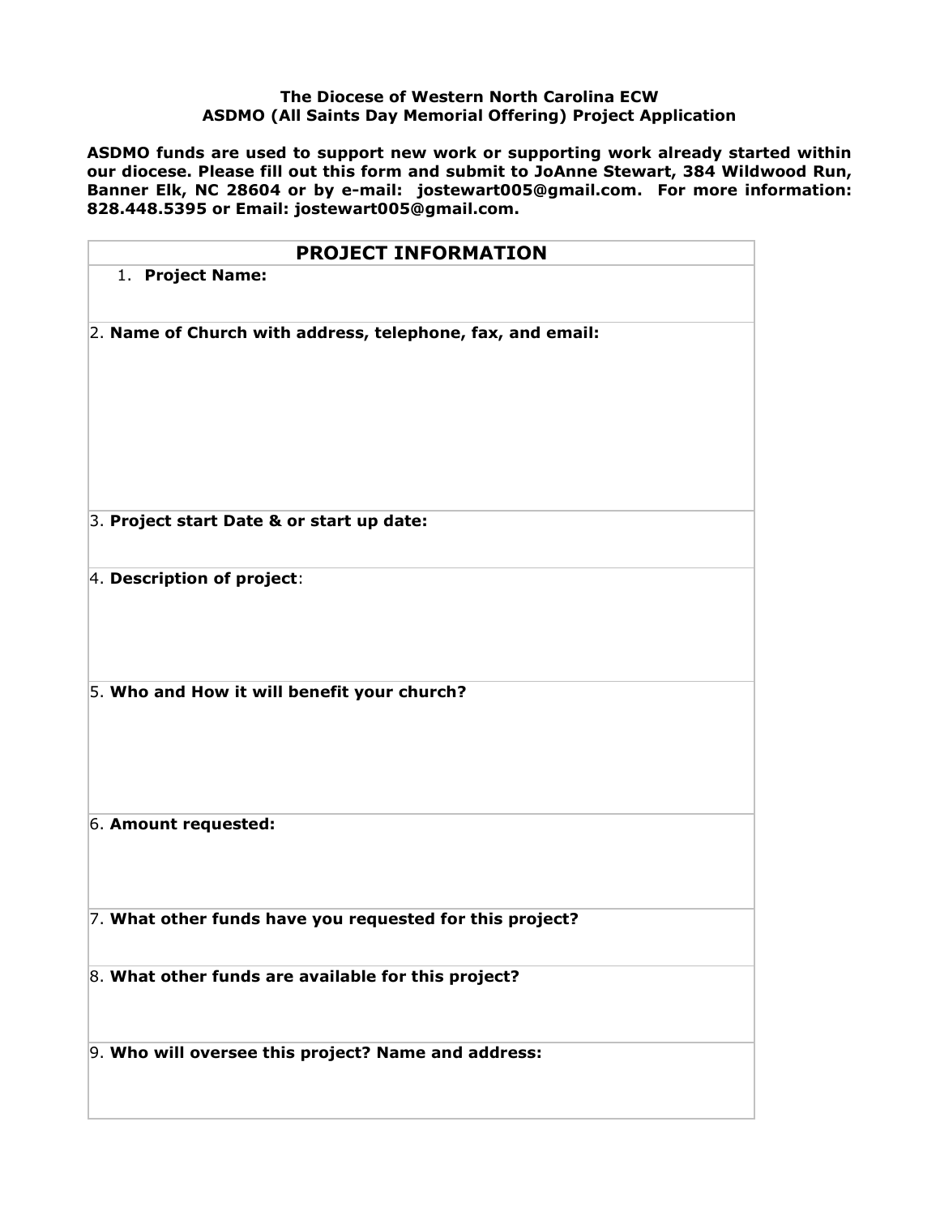**The Diocese of Western North Carolina ECW**
**ASDMO (All Saints Day Memorial Offering) Project Application**

**ASDMO funds are used to support new work or supporting work already started within our diocese. Please fill out this form and submit to JoAnne Stewart, 384 Wildwood Run, Banner Elk, NC 28604 or by e-mail: jostewart005@gmail.com. For more information: 828.448.5395 or Email: jostewart005@gmail.com.**

| **PROJECT INFORMATION** |
|---|
| 1. **Project Name:** |
| 2. **Name of Church with address, telephone, fax, and email:** |
| 3. **Project start Date & or start up date:** |
| 4. **Description of project**: |
| 5. **Who and How it will benefit your church?** |
| 6. **Amount requested:** |
| 7. **What other funds have you requested for this project?** |
| 8. **What other funds are available for this project?** |
| 9. **Who will oversee this project? Name and address:** |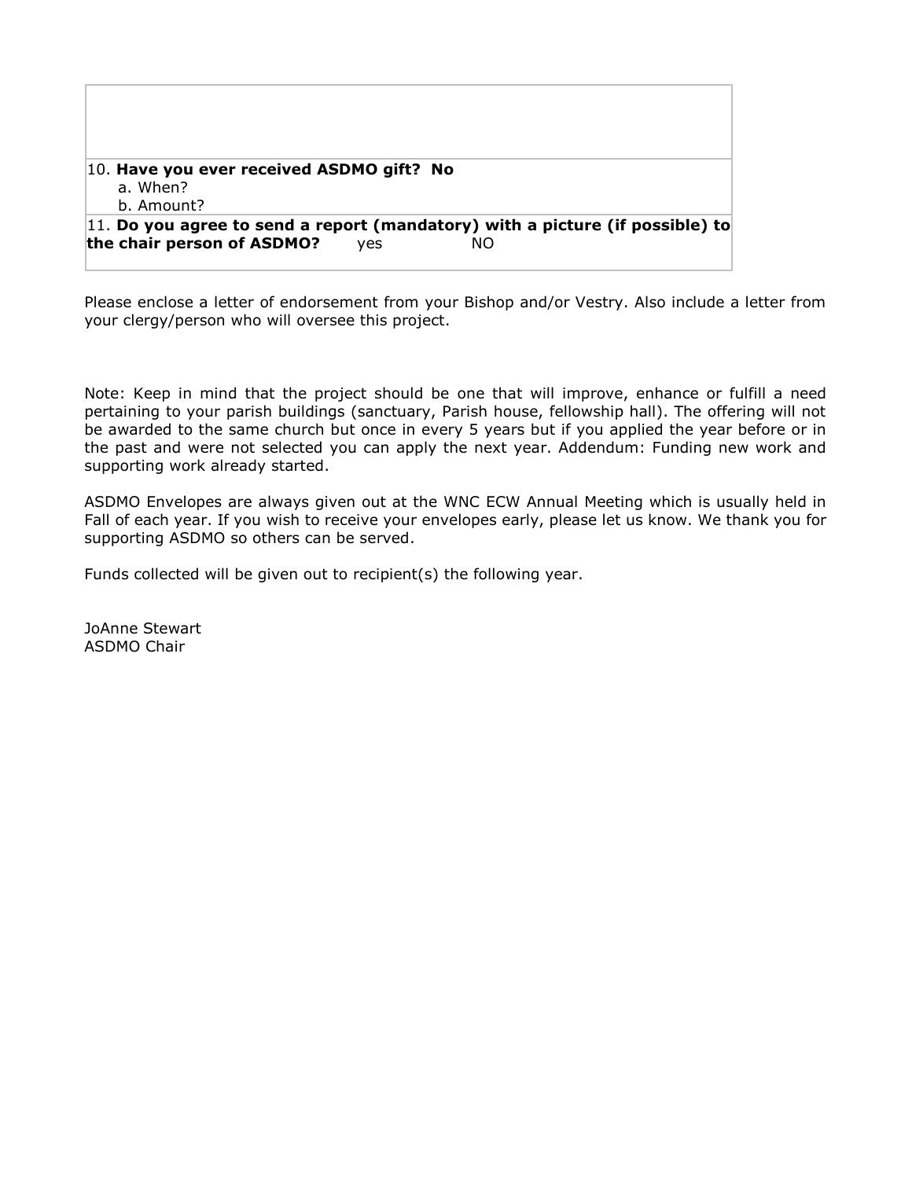| |
|---|
| |
| 10. **Have you ever received ASDMO gift? No**<br>a. When?<br>b. Amount? |
| 11. **Do you agree to send a report (mandatory) with a picture (if possible) to the chair person of ASDMO?** yes NO |

Please enclose a letter of endorsement from your Bishop and/or Vestry. Also include a letter from your clergy/person who will oversee this project.

Note: Keep in mind that the project should be one that will improve, enhance or fulfill a need pertaining to your parish buildings (sanctuary, Parish house, fellowship hall). The offering will not be awarded to the same church but once in every 5 years but if you applied the year before or in the past and were not selected you can apply the next year. Addendum: Funding new work and supporting work already started.

ASDMO Envelopes are always given out at the WNC ECW Annual Meeting which is usually held in Fall of each year. If you wish to receive your envelopes early, please let us know. We thank you for supporting ASDMO so others can be served.

Funds collected will be given out to recipient(s) the following year.

JoAnne Stewart
ASDMO Chair